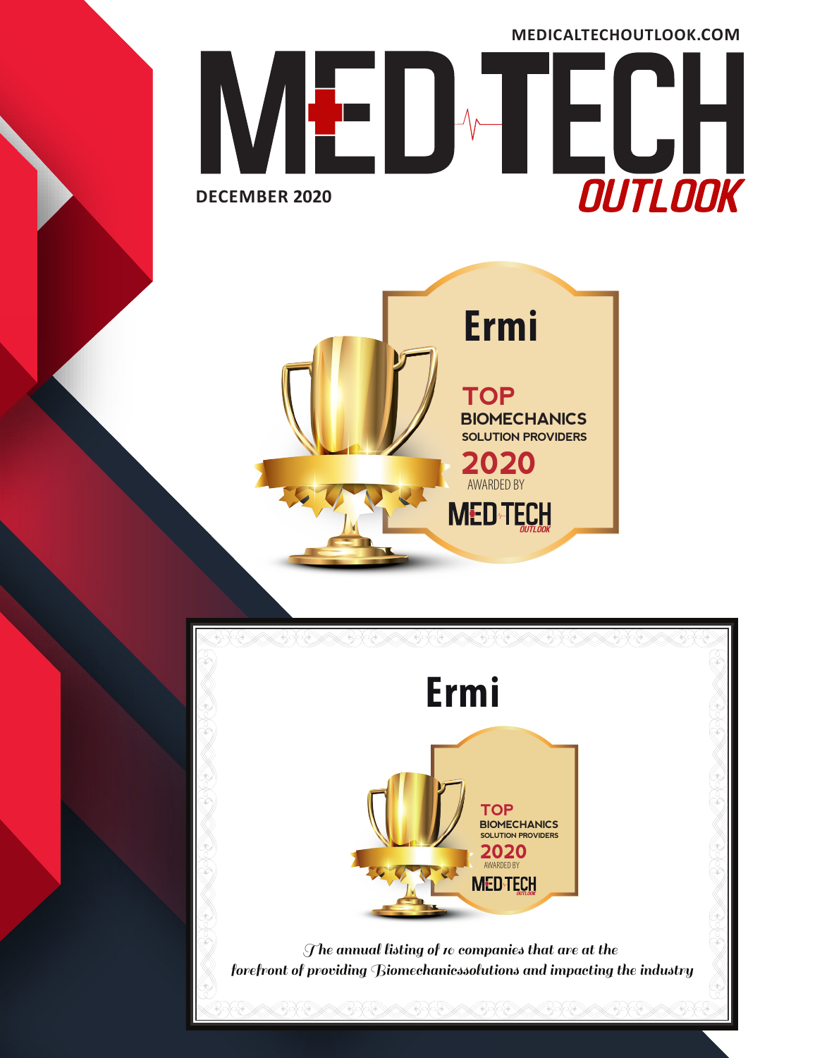MEDICALTECHOUTLOOK.COM

# MED TECH OUTLOOK

DECEMBER 2020

## Ermi

**TOP BIOMECHANICS SOLUTION PROVIDERS 2020**

AWARDED BY MED TECH OUTLOOK

## Ermi

**TOP BIOMECHANICS SOLUTION PROVIDERS 2020**

AWARDED BY MED TECH OUTLOOK

*The annual listing of 10 companies that are at the forefront of providing Biomechanicssolutions and impacting the industry*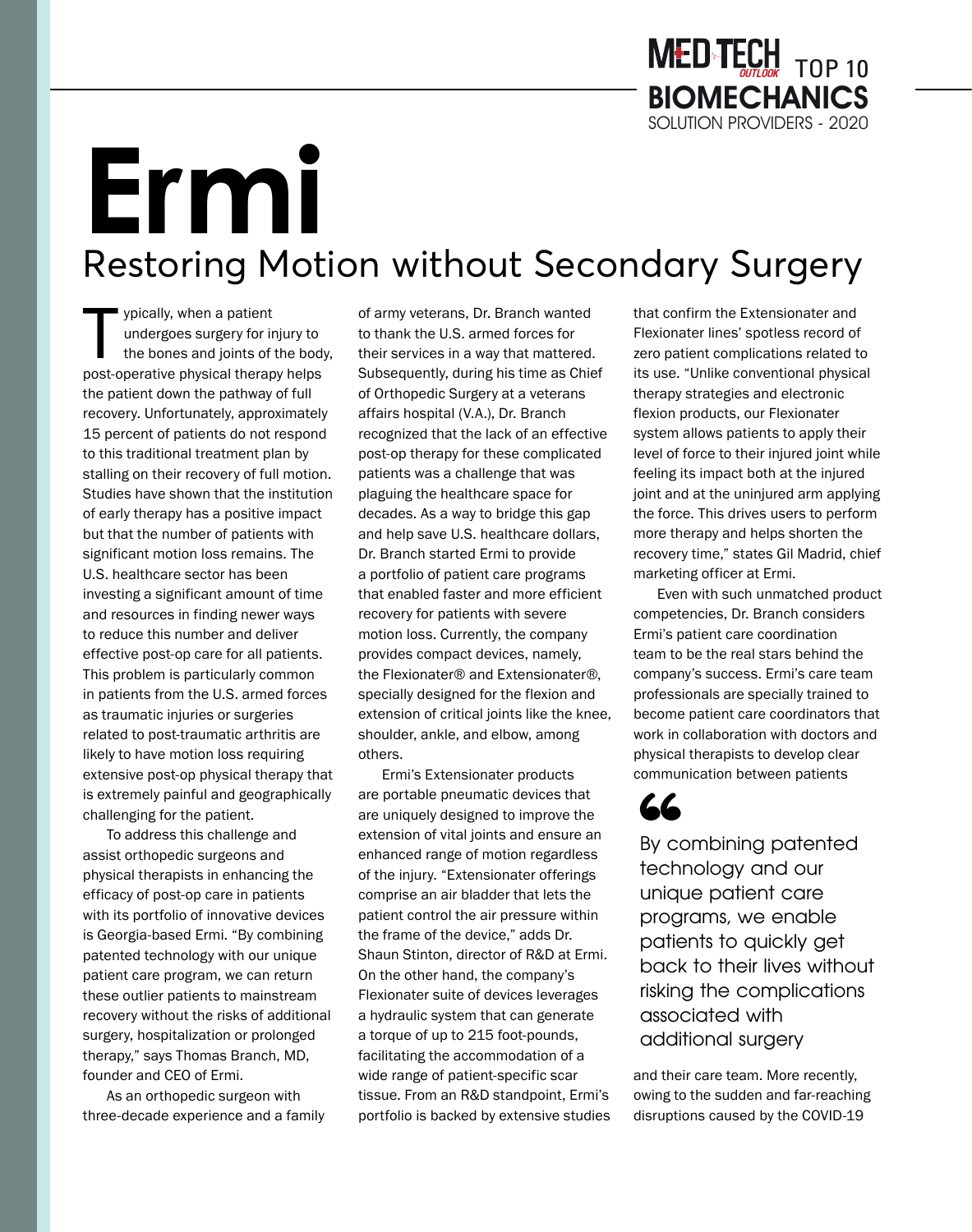MED TECH OUTLOOK TOP 10 BIOMECHANICS SOLUTION PROVIDERS - 2020

# Ermi

## Restoring Motion without Secondary Surgery

Typically, when a patient undergoes surgery for injury to the bones and joints of the body, post-operative physical therapy helps the patient down the pathway of full recovery. Unfortunately, approximately 15 percent of patients do not respond to this traditional treatment plan by stalling on their recovery of full motion. Studies have shown that the institution of early therapy has a positive impact but that the number of patients with significant motion loss remains. The U.S. healthcare sector has been investing a significant amount of time and resources in finding newer ways to reduce this number and deliver effective post-op care for all patients. This problem is particularly common in patients from the U.S. armed forces as traumatic injuries or surgeries related to post-traumatic arthritis are likely to have motion loss requiring extensive post-op physical therapy that is extremely painful and geographically challenging for the patient.

To address this challenge and assist orthopedic surgeons and physical therapists in enhancing the efficacy of post-op care in patients with its portfolio of innovative devices is Georgia-based Ermi. "By combining patented technology with our unique patient care program, we can return these outlier patients to mainstream recovery without the risks of additional surgery, hospitalization or prolonged therapy," says Thomas Branch, MD, founder and CEO of Ermi.

As an orthopedic surgeon with three-decade experience and a family of army veterans, Dr. Branch wanted to thank the U.S. armed forces for their services in a way that mattered. Subsequently, during his time as Chief of Orthopedic Surgery at a veterans affairs hospital (V.A.), Dr. Branch recognized that the lack of an effective post-op therapy for these complicated patients was a challenge that was plaguing the healthcare space for decades. As a way to bridge this gap and help save U.S. healthcare dollars, Dr. Branch started Ermi to provide a portfolio of patient care programs that enabled faster and more efficient recovery for patients with severe motion loss. Currently, the company provides compact devices, namely, the Flexionater® and Extensionater®, specially designed for the flexion and extension of critical joints like the knee, shoulder, ankle, and elbow, among others.

Ermi's Extensionater products are portable pneumatic devices that are uniquely designed to improve the extension of vital joints and ensure an enhanced range of motion regardless of the injury. "Extensionater offerings comprise an air bladder that lets the patient control the air pressure within the frame of the device," adds Dr. Shaun Stinton, director of R&D at Ermi. On the other hand, the company's Flexionater suite of devices leverages a hydraulic system that can generate a torque of up to 215 foot-pounds, facilitating the accommodation of a wide range of patient-specific scar tissue. From an R&D standpoint, Ermi's portfolio is backed by extensive studies that confirm the Extensionater and Flexionater lines' spotless record of zero patient complications related to its use. "Unlike conventional physical therapy strategies and electronic flexion products, our Flexionater system allows patients to apply their level of force to their injured joint while feeling its impact both at the injured joint and at the uninjured arm applying the force. This drives users to perform more therapy and helps shorten the recovery time," states Gil Madrid, chief marketing officer at Ermi.

Even with such unmatched product competencies, Dr. Branch considers Ermi's patient care coordination team to be the real stars behind the company's success. Ermi's care team professionals are specially trained to become patient care coordinators that work in collaboration with doctors and physical therapists to develop clear communication between patients and their care team. More recently, owing to the sudden and far-reaching disruptions caused by the COVID-19

> "By combining patented technology and our unique patient care programs, we enable patients to quickly get back to their lives without risking the complications associated with additional surgery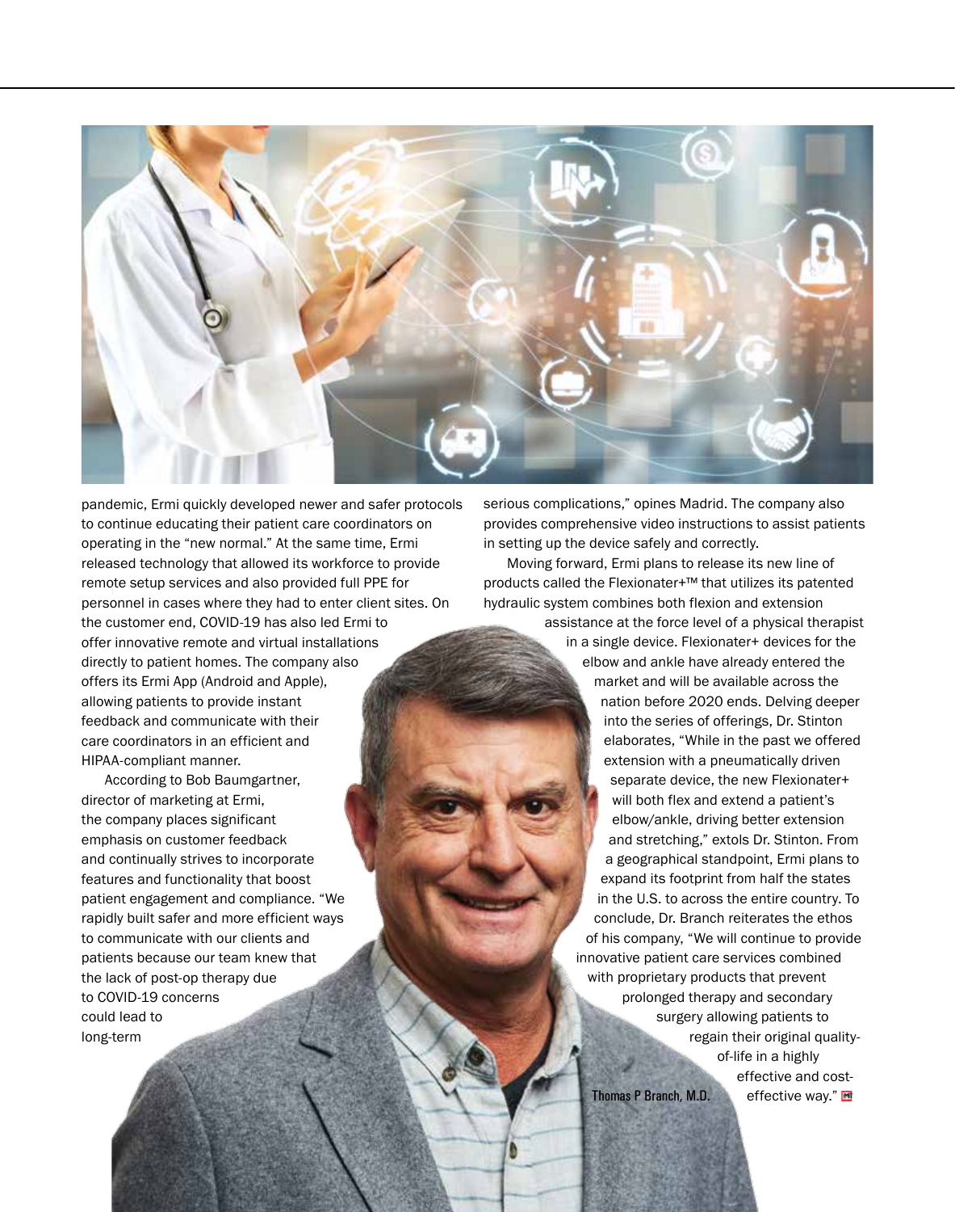pandemic, Ermi quickly developed newer and safer protocols to continue educating their patient care coordinators on operating in the "new normal." At the same time, Ermi released technology that allowed its workforce to provide remote setup services and also provided full PPE for personnel in cases where they had to enter client sites. On the customer end, COVID-19 has also led Ermi to offer innovative remote and virtual installations directly to patient homes. The company also offers its Ermi App (Android and Apple), allowing patients to provide instant feedback and communicate with their care coordinators in an efficient and HIPAA-compliant manner.

According to Bob Baumgartner, director of marketing at Ermi, the company places significant emphasis on customer feedback and continually strives to incorporate features and functionality that boost patient engagement and compliance. "We rapidly built safer and more efficient ways to communicate with our clients and patients because our team knew that the lack of post-op therapy due to COVID-19 concerns could lead to long-term serious complications," opines Madrid. The company also provides comprehensive video instructions to assist patients in setting up the device safely and correctly.

Moving forward, Ermi plans to release its new line of products called the Flexionater+™ that utilizes its patented hydraulic system combines both flexion and extension assistance at the force level of a physical therapist in a single device. Flexionater+ devices for the elbow and ankle have already entered the market and will be available across the nation before 2020 ends. Delving deeper into the series of offerings, Dr. Stinton elaborates, "While in the past we offered extension with a pneumatically driven separate device, the new Flexionater+ will both flex and extend a patient's elbow/ankle, driving better extension and stretching," extols Dr. Stinton. From a geographical standpoint, Ermi plans to expand its footprint from half the states in the U.S. to across the entire country. To conclude, Dr. Branch reiterates the ethos of his company, "We will continue to provide innovative patient care services combined with proprietary products that prevent prolonged therapy and secondary surgery allowing patients to regain their original quality-of-life in a highly effective and cost-effective way."

Thomas P Branch, M.D.